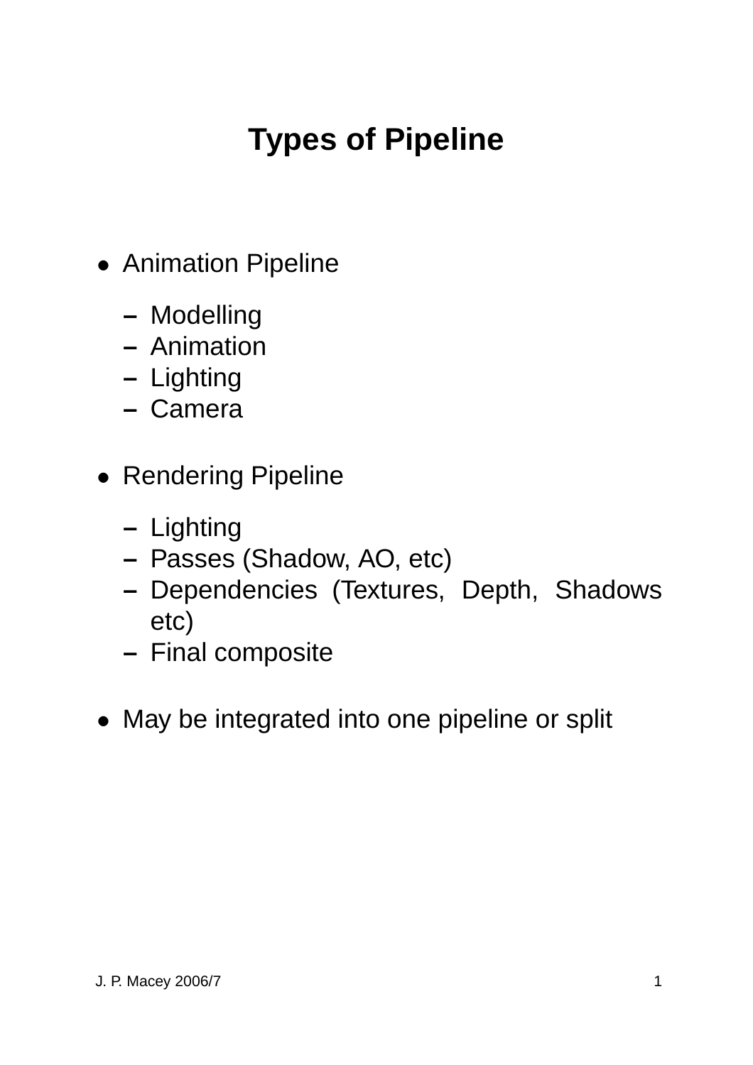# Types of Pipeline

- Animation Pipeline
  - Modelling
  - Animation
  - Lighting
  - Camera
- Rendering Pipeline
  - Lighting
  - Passes (Shadow, AO, etc)
  - Dependencies (Textures, Depth, Shadows etc)
  - Final composite
- May be integrated into one pipeline or split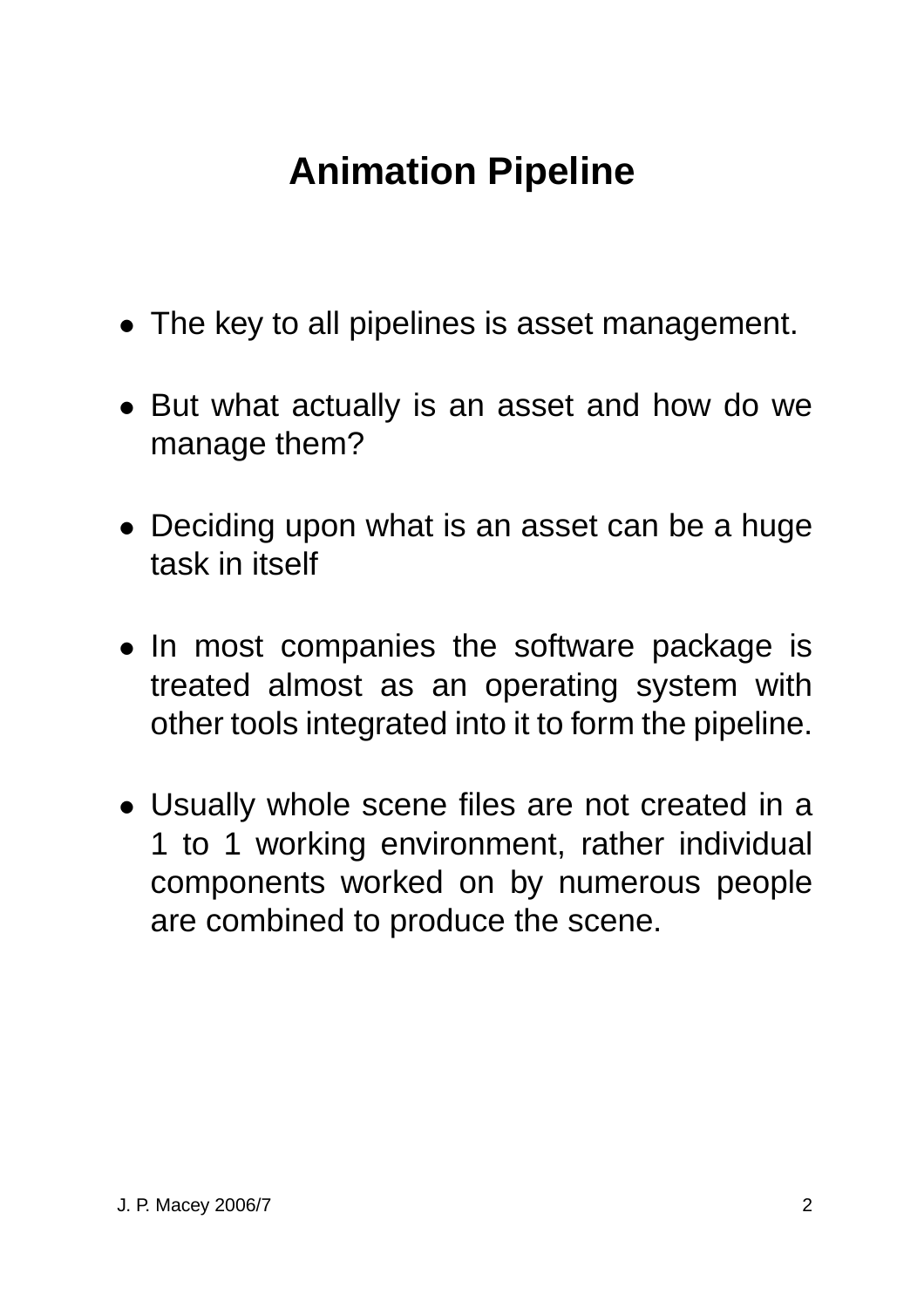# Animation Pipeline

- The key to all pipelines is asset management.
- But what actually is an asset and how do we manage them?
- Deciding upon what is an asset can be a huge task in itself
- In most companies the software package is treated almost as an operating system with other tools integrated into it to form the pipeline.
- Usually whole scene files are not created in a 1 to 1 working environment, rather individual components worked on by numerous people are combined to produce the scene.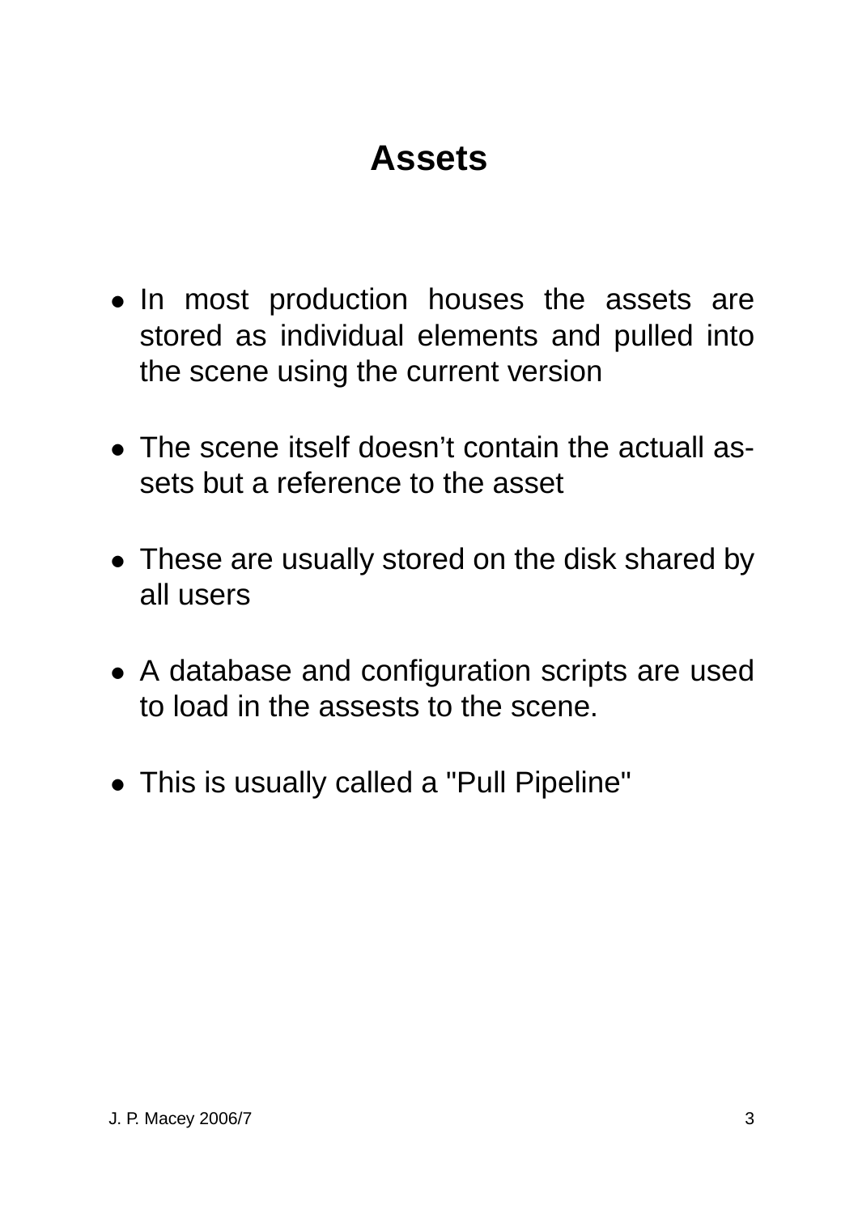# Assets

- In most production houses the assets are stored as individual elements and pulled into the scene using the current version
- The scene itself doesn't contain the actuall assets but a reference to the asset
- These are usually stored on the disk shared by all users
- A database and configuration scripts are used to load in the assests to the scene.
- This is usually called a "Pull Pipeline"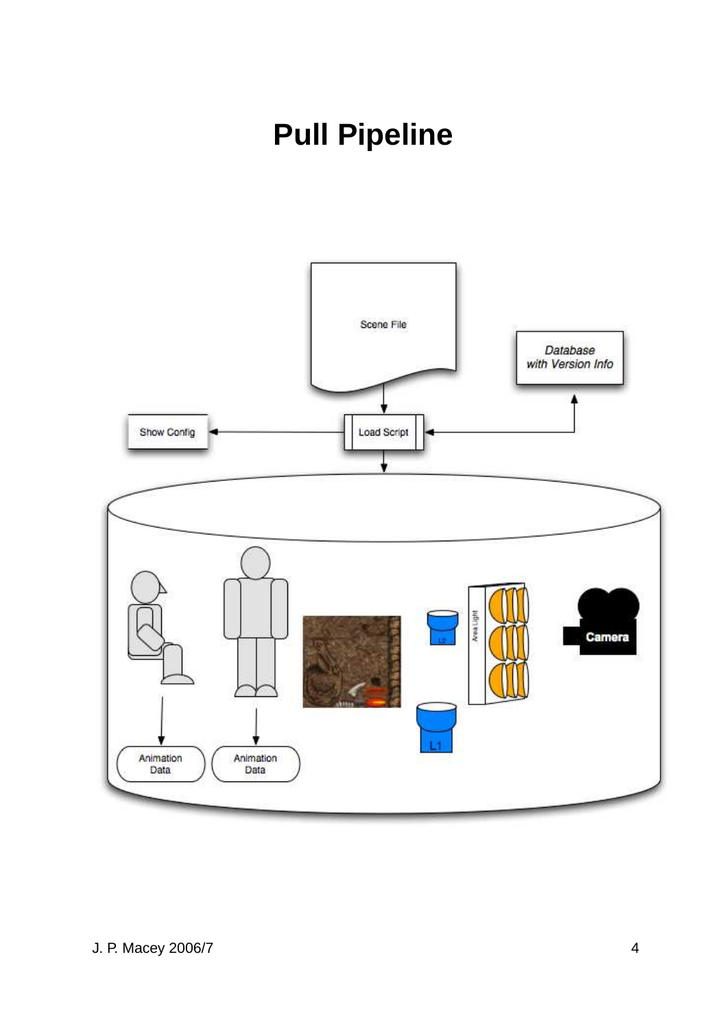# Pull Pipeline

Scene File

Database with Version Info

Show Config

Load Script

Animation Data

Animation Data

Area Light

L2

L1

Camera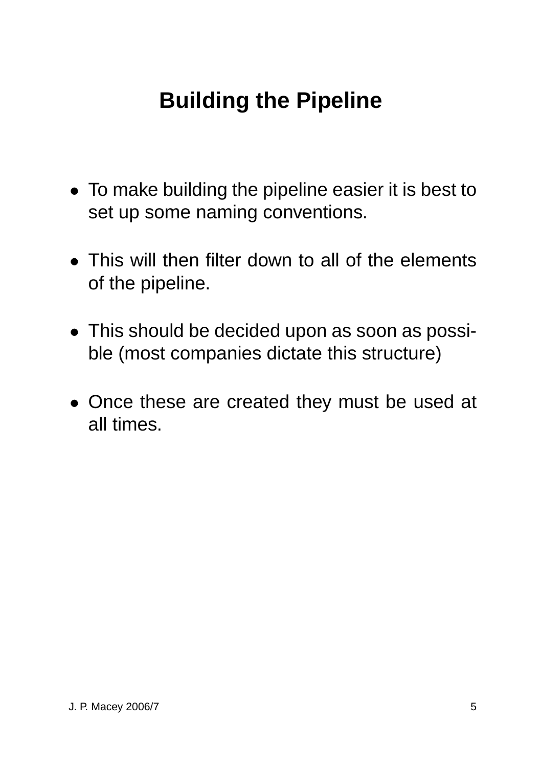# Building the Pipeline

- To make building the pipeline easier it is best to set up some naming conventions.
- This will then filter down to all of the elements of the pipeline.
- This should be decided upon as soon as possible (most companies dictate this structure)
- Once these are created they must be used at all times.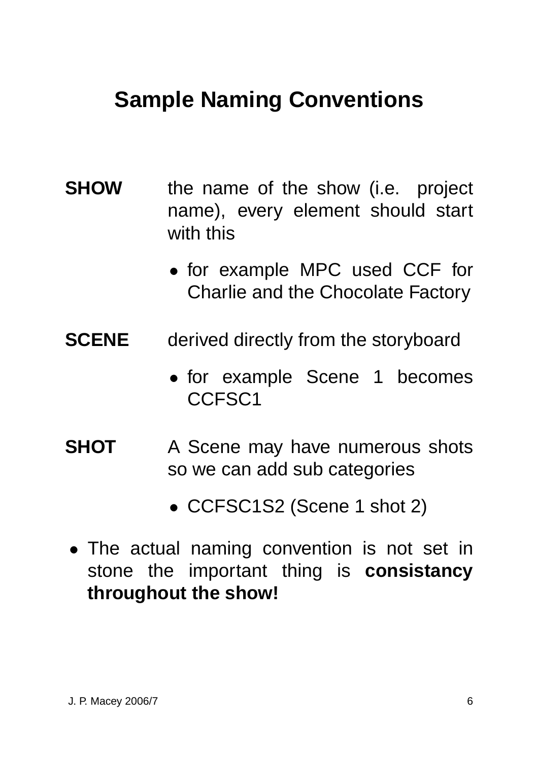# Sample Naming Conventions

**SHOW** the name of the show (i.e. project name), every element should start with this

- for example MPC used CCF for Charlie and the Chocolate Factory

**SCENE** derived directly from the storyboard

- for example Scene 1 becomes CCFSC1

**SHOT** A Scene may have numerous shots so we can add sub categories

- CCFSC1S2 (Scene 1 shot 2)

- The actual naming convention is not set in stone the important thing is **consistancy throughout the show!**

J. P. Macey 2006/7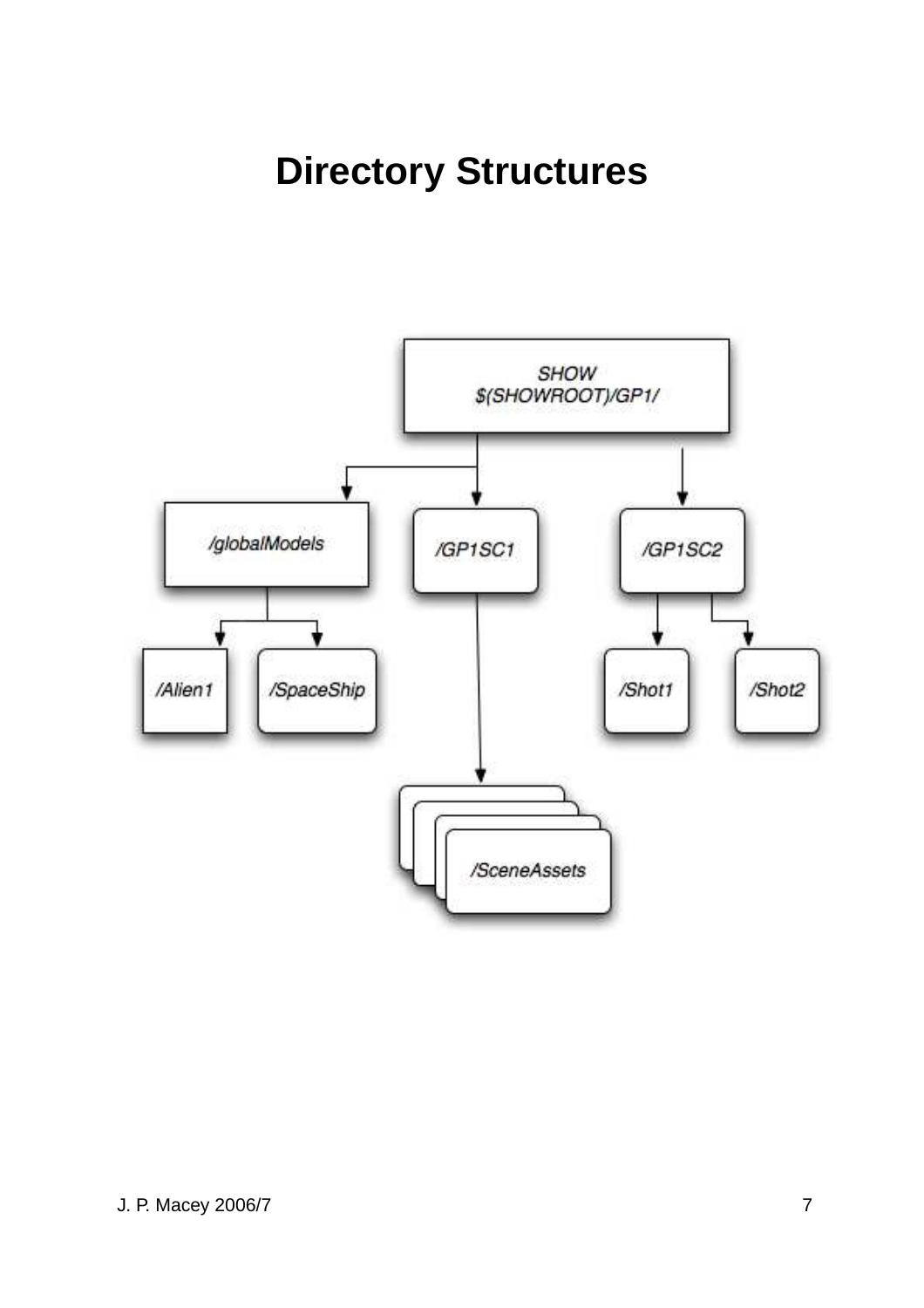# Directory Structures

SHOW
$(SHOWROOT)/GP1/

/globalModels

/GP1SC1

/GP1SC2

/Alien1

/SpaceShip

/Shot1

/Shot2

/SceneAssets